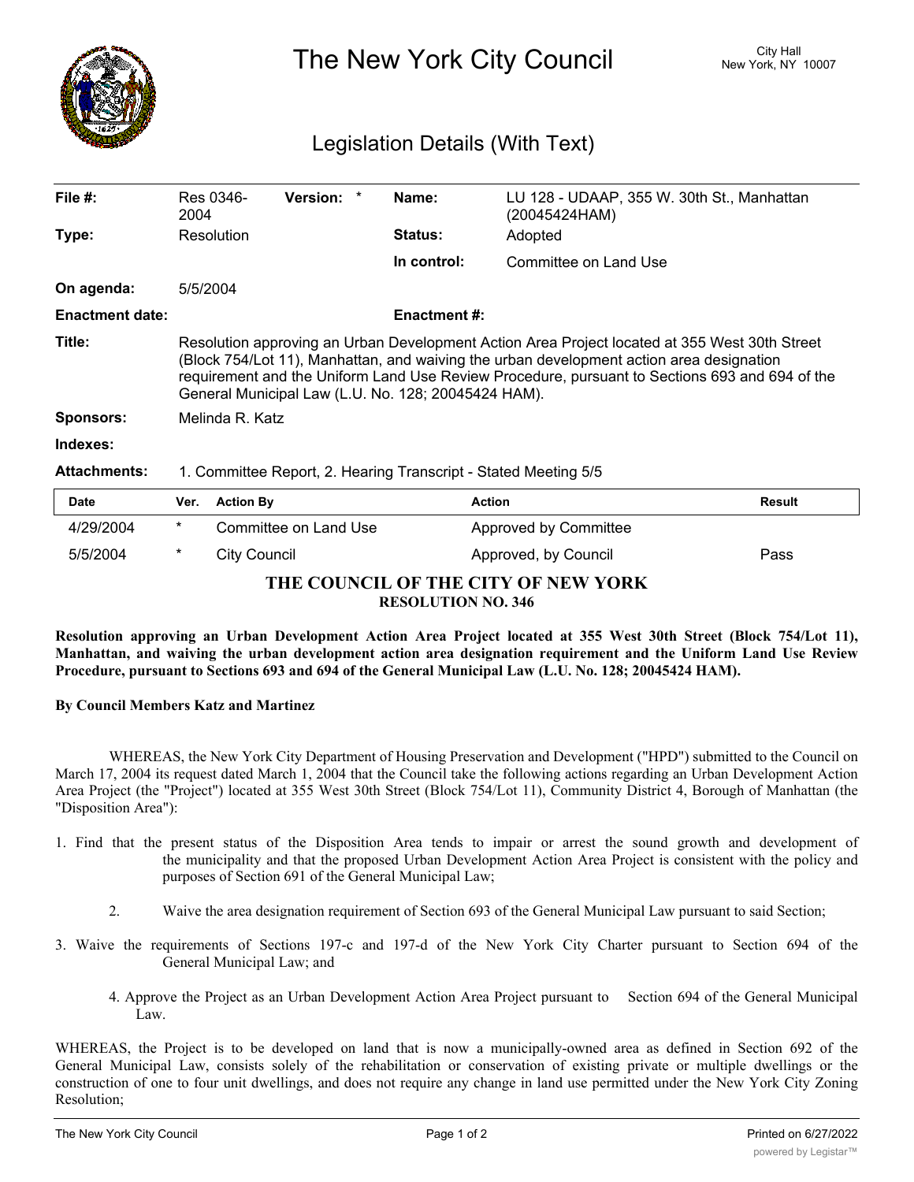# The New York City Council

City Hall
New York, NY 10007

## Legislation Details (With Text)

| | | | | |
|---|---|---|---|---|
| **File #:** | Res 0346-2004 | **Version:** * | **Name:** | LU 128 - UDAAP, 355 W. 30th St., Manhattan (20045424HAM) |
| **Type:** | Resolution | | **Status:** | Adopted |
| | | | **In control:** | Committee on Land Use |
| **On agenda:** | 5/5/2004 | | | |
| **Enactment date:** | | | **Enactment #:** | |

**Title:** Resolution approving an Urban Development Action Area Project located at 355 West 30th Street (Block 754/Lot 11), Manhattan, and waiving the urban development action area designation requirement and the Uniform Land Use Review Procedure, pursuant to Sections 693 and 694 of the General Municipal Law (L.U. No. 128; 20045424 HAM).

**Sponsors:** Melinda R. Katz

**Indexes:**

**Attachments:** 1. Committee Report, 2. Hearing Transcript - Stated Meeting 5/5

| Date | Ver. | Action By | Action | Result |
|---|---|---|---|---|
| 4/29/2004 | * | Committee on Land Use | Approved by Committee | |
| 5/5/2004 | * | City Council | Approved, by Council | Pass |

**THE COUNCIL OF THE CITY OF NEW YORK**
**RESOLUTION NO. 346**

**Resolution approving an Urban Development Action Area Project located at 355 West 30th Street (Block 754/Lot 11), Manhattan, and waiving the urban development action area designation requirement and the Uniform Land Use Review Procedure, pursuant to Sections 693 and 694 of the General Municipal Law (L.U. No. 128; 20045424 HAM).**

**By Council Members Katz and Martinez**

WHEREAS, the New York City Department of Housing Preservation and Development ("HPD") submitted to the Council on March 17, 2004 its request dated March 1, 2004 that the Council take the following actions regarding an Urban Development Action Area Project (the "Project") located at 355 West 30th Street (Block 754/Lot 11), Community District 4, Borough of Manhattan (the "Disposition Area"):

1. Find that the present status of the Disposition Area tends to impair or arrest the sound growth and development of the municipality and that the proposed Urban Development Action Area Project is consistent with the policy and purposes of Section 691 of the General Municipal Law;

2. Waive the area designation requirement of Section 693 of the General Municipal Law pursuant to said Section;

3. Waive the requirements of Sections 197-c and 197-d of the New York City Charter pursuant to Section 694 of the General Municipal Law; and

4. Approve the Project as an Urban Development Action Area Project pursuant to Section 694 of the General Municipal Law.

WHEREAS, the Project is to be developed on land that is now a municipally-owned area as defined in Section 692 of the General Municipal Law, consists solely of the rehabilitation or conservation of existing private or multiple dwellings or the construction of one to four unit dwellings, and does not require any change in land use permitted under the New York City Zoning Resolution;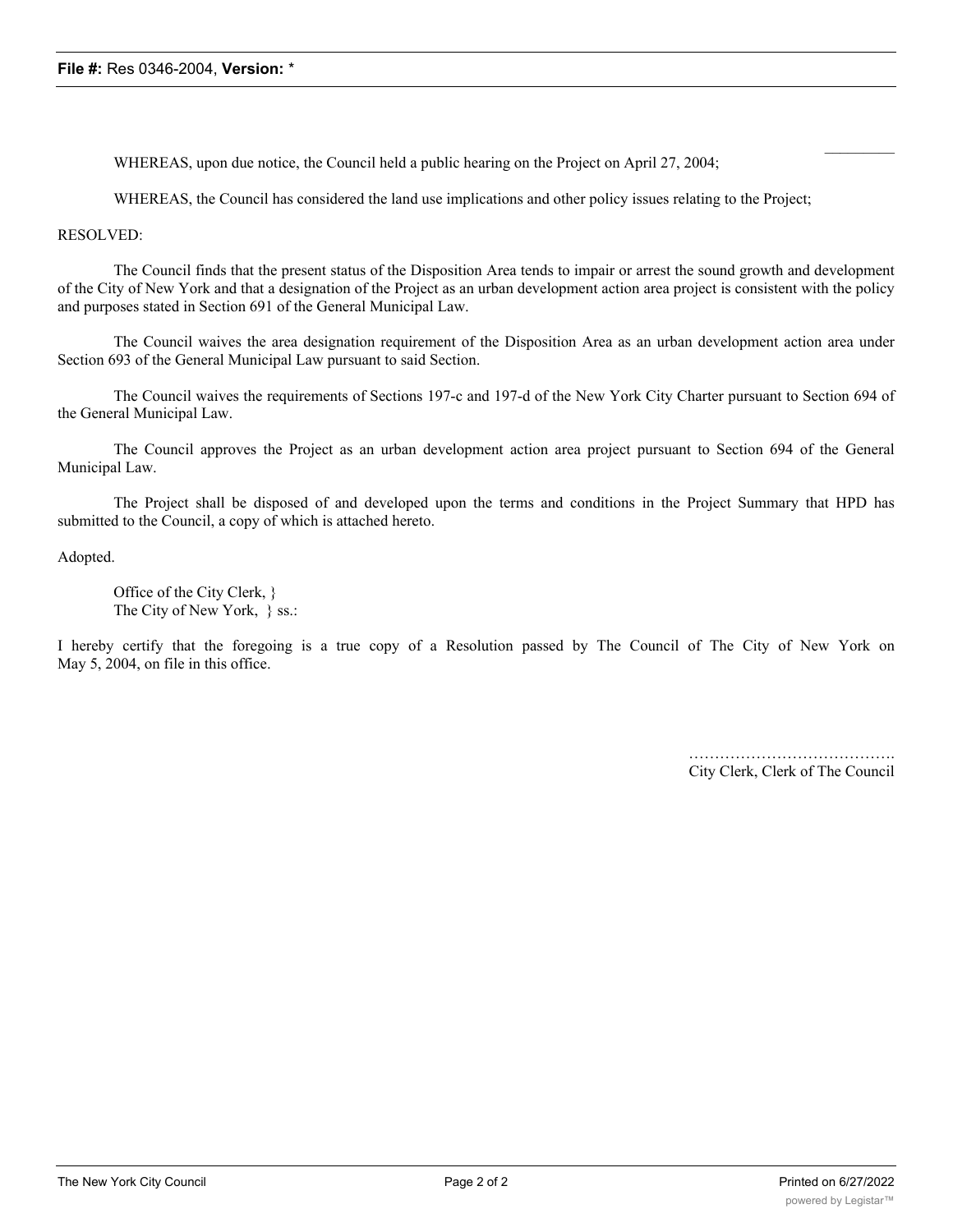WHEREAS, upon due notice, the Council held a public hearing on the Project on April 27, 2004;

WHEREAS, the Council has considered the land use implications and other policy issues relating to the Project;

RESOLVED:

The Council finds that the present status of the Disposition Area tends to impair or arrest the sound growth and development of the City of New York and that a designation of the Project as an urban development action area project is consistent with the policy and purposes stated in Section 691 of the General Municipal Law.

The Council waives the area designation requirement of the Disposition Area as an urban development action area under Section 693 of the General Municipal Law pursuant to said Section.

The Council waives the requirements of Sections 197-c and 197-d of the New York City Charter pursuant to Section 694 of the General Municipal Law.

The Council approves the Project as an urban development action area project pursuant to Section 694 of the General Municipal Law.

The Project shall be disposed of and developed upon the terms and conditions in the Project Summary that HPD has submitted to the Council, a copy of which is attached hereto.

Adopted.

Office of the City Clerk, }
The City of New York, } ss.:

I hereby certify that the foregoing is a true copy of a Resolution passed by The Council of The City of New York on May 5, 2004, on file in this office.

………………………………….
City Clerk, Clerk of The Council